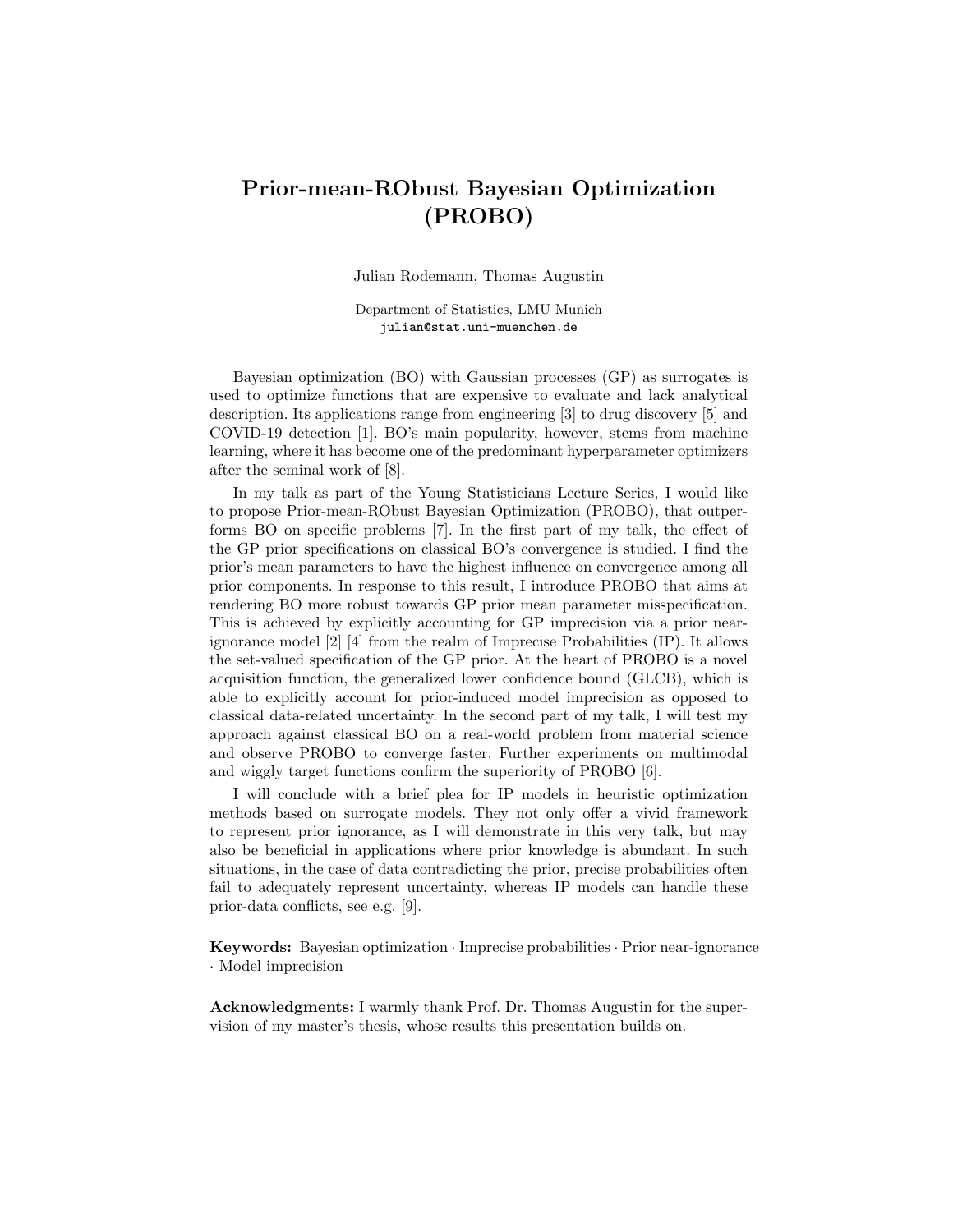# Prior-mean-RObust Bayesian Optimization (PROBO)

Julian Rodemann, Thomas Augustin

Department of Statistics, LMU Munich
julian@stat.uni-muenchen.de

Bayesian optimization (BO) with Gaussian processes (GP) as surrogates is used to optimize functions that are expensive to evaluate and lack analytical description. Its applications range from engineering [3] to drug discovery [5] and COVID-19 detection [1]. BO's main popularity, however, stems from machine learning, where it has become one of the predominant hyperparameter optimizers after the seminal work of [8].

In my talk as part of the Young Statisticians Lecture Series, I would like to propose Prior-mean-RObust Bayesian Optimization (PROBO), that outperforms BO on specific problems [7]. In the first part of my talk, the effect of the GP prior specifications on classical BO's convergence is studied. I find the prior's mean parameters to have the highest influence on convergence among all prior components. In response to this result, I introduce PROBO that aims at rendering BO more robust towards GP prior mean parameter misspecification. This is achieved by explicitly accounting for GP imprecision via a prior near-ignorance model [2] [4] from the realm of Imprecise Probabilities (IP). It allows the set-valued specification of the GP prior. At the heart of PROBO is a novel acquisition function, the generalized lower confidence bound (GLCB), which is able to explicitly account for prior-induced model imprecision as opposed to classical data-related uncertainty. In the second part of my talk, I will test my approach against classical BO on a real-world problem from material science and observe PROBO to converge faster. Further experiments on multimodal and wiggly target functions confirm the superiority of PROBO [6].

I will conclude with a brief plea for IP models in heuristic optimization methods based on surrogate models. They not only offer a vivid framework to represent prior ignorance, as I will demonstrate in this very talk, but may also be beneficial in applications where prior knowledge is abundant. In such situations, in the case of data contradicting the prior, precise probabilities often fail to adequately represent uncertainty, whereas IP models can handle these prior-data conflicts, see e.g. [9].

**Keywords:** Bayesian optimization · Imprecise probabilities · Prior near-ignorance · Model imprecision

**Acknowledgments:** I warmly thank Prof. Dr. Thomas Augustin for the supervision of my master's thesis, whose results this presentation builds on.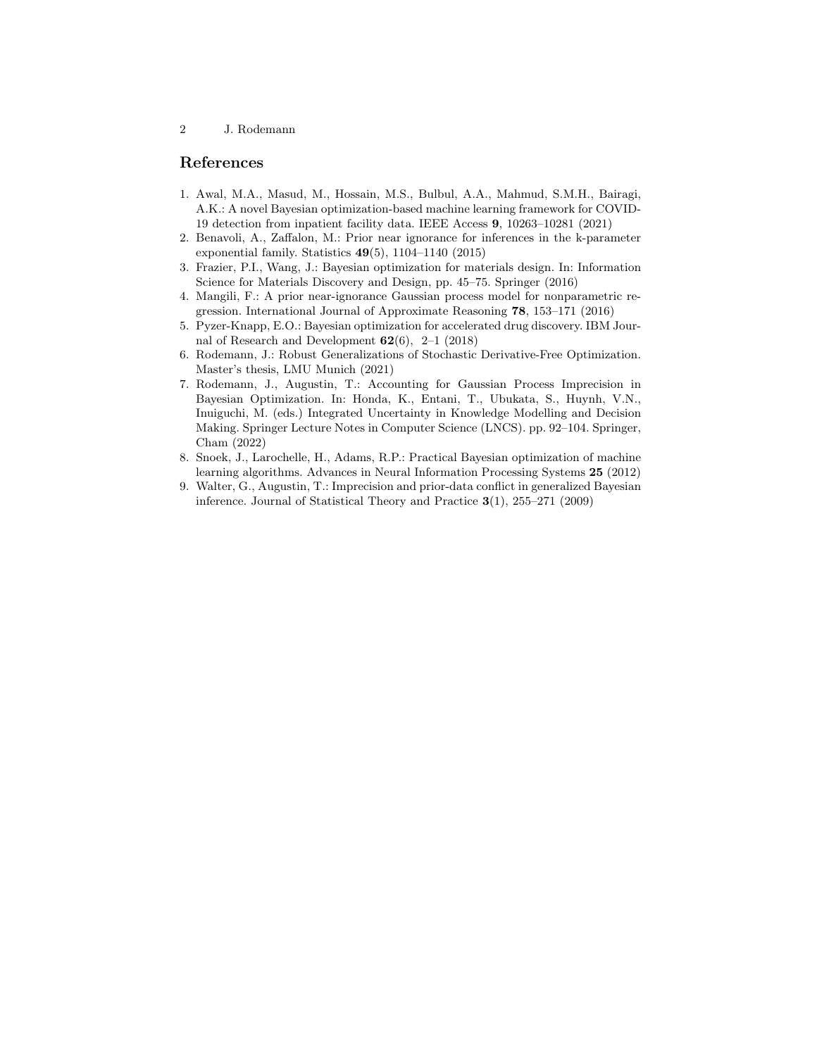## References

1. Awal, M.A., Masud, M., Hossain, M.S., Bulbul, A.A., Mahmud, S.M.H., Bairagi, A.K.: A novel Bayesian optimization-based machine learning framework for COVID-19 detection from inpatient facility data. IEEE Access **9**, 10263–10281 (2021)
2. Benavoli, A., Zaffalon, M.: Prior near ignorance for inferences in the k-parameter exponential family. Statistics **49**(5), 1104–1140 (2015)
3. Frazier, P.I., Wang, J.: Bayesian optimization for materials design. In: Information Science for Materials Discovery and Design, pp. 45–75. Springer (2016)
4. Mangili, F.: A prior near-ignorance Gaussian process model for nonparametric regression. International Journal of Approximate Reasoning **78**, 153–171 (2016)
5. Pyzer-Knapp, E.O.: Bayesian optimization for accelerated drug discovery. IBM Journal of Research and Development **62**(6), 2–1 (2018)
6. Rodemann, J.: Robust Generalizations of Stochastic Derivative-Free Optimization. Master's thesis, LMU Munich (2021)
7. Rodemann, J., Augustin, T.: Accounting for Gaussian Process Imprecision in Bayesian Optimization. In: Honda, K., Entani, T., Ubukata, S., Huynh, V.N., Inuiguchi, M. (eds.) Integrated Uncertainty in Knowledge Modelling and Decision Making. Springer Lecture Notes in Computer Science (LNCS). pp. 92–104. Springer, Cham (2022)
8. Snoek, J., Larochelle, H., Adams, R.P.: Practical Bayesian optimization of machine learning algorithms. Advances in Neural Information Processing Systems **25** (2012)
9. Walter, G., Augustin, T.: Imprecision and prior-data conflict in generalized Bayesian inference. Journal of Statistical Theory and Practice **3**(1), 255–271 (2009)